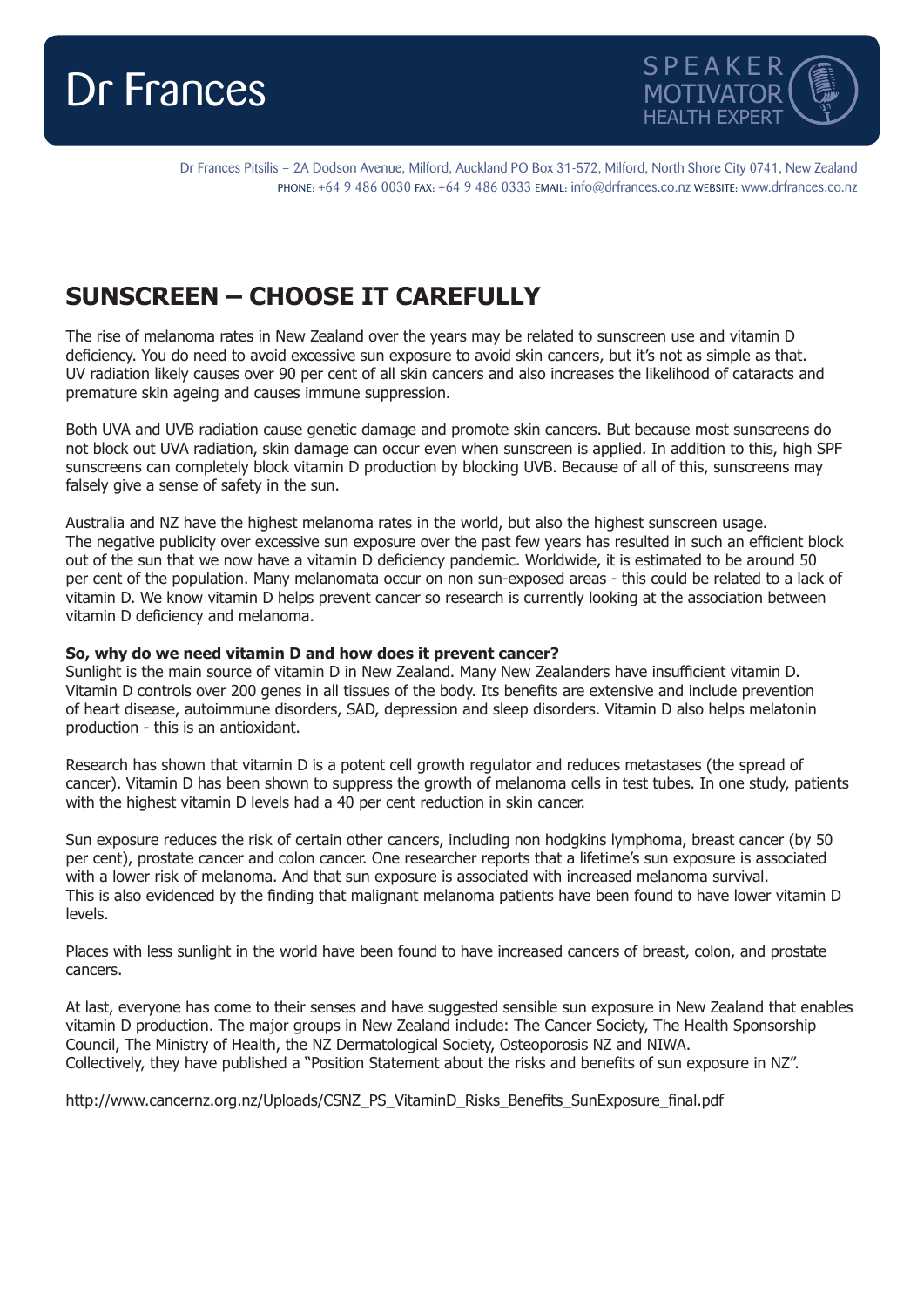# Dr Frances

SPEAKER
MOTIVATOR
HEALTH EXPERT

Dr Frances Pitsilis – 2A Dodson Avenue, Milford, Auckland PO Box 31-572, Milford, North Shore City 0741, New Zealand
PHONE: +64 9 486 0030 FAX: +64 9 486 0333 EMAIL: info@drfrances.co.nz WEBSITE: www.drfrances.co.nz

## SUNSCREEN – CHOOSE IT CAREFULLY

The rise of melanoma rates in New Zealand over the years may be related to sunscreen use and vitamin D deficiency. You do need to avoid excessive sun exposure to avoid skin cancers, but it's not as simple as that. UV radiation likely causes over 90 per cent of all skin cancers and also increases the likelihood of cataracts and premature skin ageing and causes immune suppression.

Both UVA and UVB radiation cause genetic damage and promote skin cancers. But because most sunscreens do not block out UVA radiation, skin damage can occur even when sunscreen is applied. In addition to this, high SPF sunscreens can completely block vitamin D production by blocking UVB. Because of all of this, sunscreens may falsely give a sense of safety in the sun.

Australia and NZ have the highest melanoma rates in the world, but also the highest sunscreen usage. The negative publicity over excessive sun exposure over the past few years has resulted in such an efficient block out of the sun that we now have a vitamin D deficiency pandemic. Worldwide, it is estimated to be around 50 per cent of the population. Many melanomata occur on non sun-exposed areas - this could be related to a lack of vitamin D. We know vitamin D helps prevent cancer so research is currently looking at the association between vitamin D deficiency and melanoma.

**So, why do we need vitamin D and how does it prevent cancer?**
Sunlight is the main source of vitamin D in New Zealand. Many New Zealanders have insufficient vitamin D. Vitamin D controls over 200 genes in all tissues of the body. Its benefits are extensive and include prevention of heart disease, autoimmune disorders, SAD, depression and sleep disorders. Vitamin D also helps melatonin production - this is an antioxidant.

Research has shown that vitamin D is a potent cell growth regulator and reduces metastases (the spread of cancer). Vitamin D has been shown to suppress the growth of melanoma cells in test tubes. In one study, patients with the highest vitamin D levels had a 40 per cent reduction in skin cancer.

Sun exposure reduces the risk of certain other cancers, including non hodgkins lymphoma, breast cancer (by 50 per cent), prostate cancer and colon cancer. One researcher reports that a lifetime's sun exposure is associated with a lower risk of melanoma. And that sun exposure is associated with increased melanoma survival. This is also evidenced by the finding that malignant melanoma patients have been found to have lower vitamin D levels.

Places with less sunlight in the world have been found to have increased cancers of breast, colon, and prostate cancers.

At last, everyone has come to their senses and have suggested sensible sun exposure in New Zealand that enables vitamin D production. The major groups in New Zealand include: The Cancer Society, The Health Sponsorship Council, The Ministry of Health, the NZ Dermatological Society, Osteoporosis NZ and NIWA. Collectively, they have published a "Position Statement about the risks and benefits of sun exposure in NZ".

http://www.cancernz.org.nz/Uploads/CSNZ_PS_VitaminD_Risks_Benefits_SunExposure_final.pdf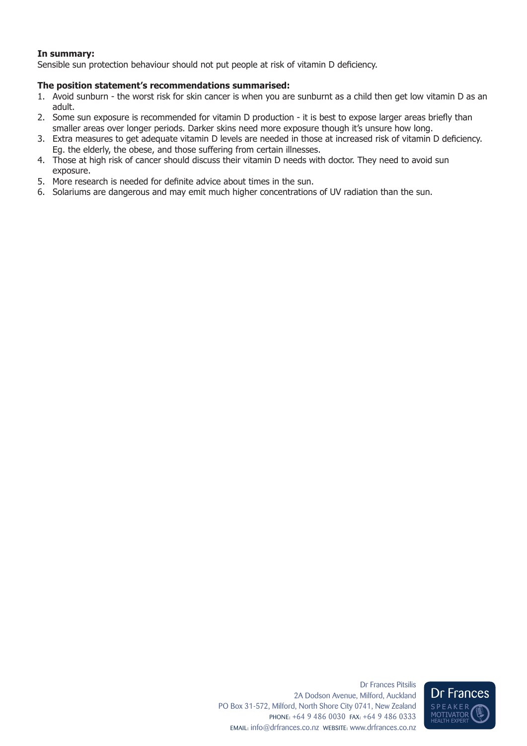**In summary:**
Sensible sun protection behaviour should not put people at risk of vitamin D deficiency.

**The position statement's recommendations summarised:**

1. Avoid sunburn - the worst risk for skin cancer is when you are sunburnt as a child then get low vitamin D as an adult.
2. Some sun exposure is recommended for vitamin D production - it is best to expose larger areas briefly than smaller areas over longer periods. Darker skins need more exposure though it's unsure how long.
3. Extra measures to get adequate vitamin D levels are needed in those at increased risk of vitamin D deficiency. Eg. the elderly, the obese, and those suffering from certain illnesses.
4. Those at high risk of cancer should discuss their vitamin D needs with doctor. They need to avoid sun exposure.
5. More research is needed for definite advice about times in the sun.
6. Solariums are dangerous and may emit much higher concentrations of UV radiation than the sun.

Dr Frances Pitsilis
2A Dodson Avenue, Milford, Auckland
PO Box 31-572, Milford, North Shore City 0741, New Zealand
PHONE: +64 9 486 0030 FAX: +64 9 486 0333
EMAIL: info@drfrances.co.nz WEBSITE: www.drfrances.co.nz

Dr Frances
SPEAKER
MOTIVATOR
HEALTH EXPERT